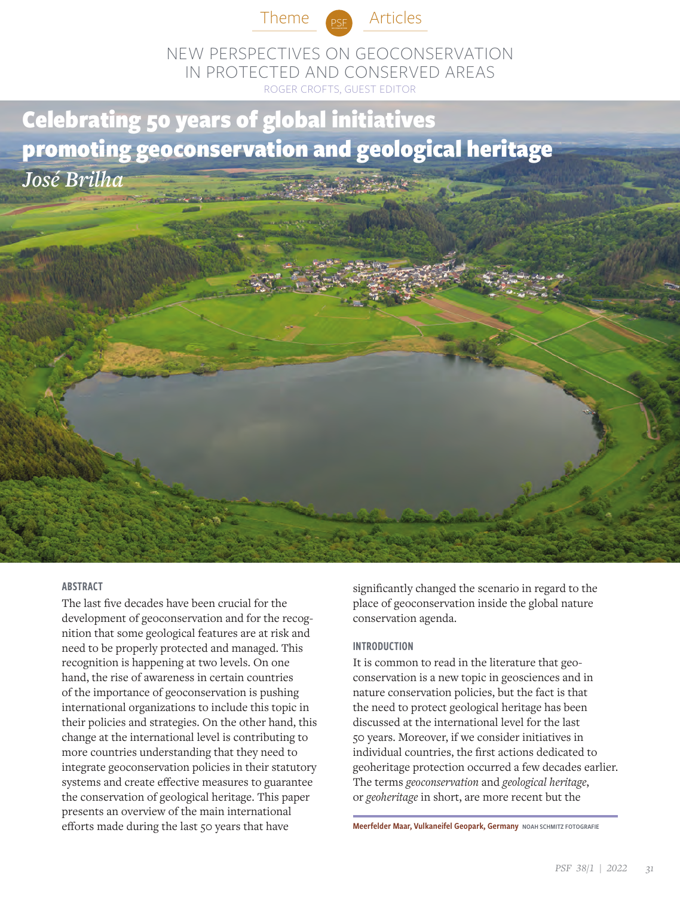Theme PSF Articles

NEW PERSPECTIVES ON GEOCONSERVATION IN PROTECTED AND CONSERVED AREAS

ROGER CROFTS, GUEST EDITOR

# Celebrating 50 years of global initiatives promoting geoconservation and geological heritage

*José Brilha*

## ABSTRACT

The last five decades have been crucial for the development of geoconservation and for the recognition that some geological features are at risk and need to be properly protected and managed. This recognition is happening at two levels. On one hand, the rise of awareness in certain countries of the importance of geoconservation is pushing international organizations to include this topic in their policies and strategies. On the other hand, this change at the international level is contributing to more countries understanding that they need to integrate geoconservation policies in their statutory systems and create effective measures to guarantee the conservation of geological heritage. This paper presents an overview of the main international efforts made during the last 50 years that have significantly changed the scenario in regard to the place of geoconservation inside the global nature conservation agenda.

## INTRODUCTION

It is common to read in the literature that geoconservation is a new topic in geosciences and in nature conservation policies, but the fact is that the need to protect geological heritage has been discussed at the international level for the last 50 years. Moreover, if we consider initiatives in individual countries, the first actions dedicated to geoheritage protection occurred a few decades earlier. The terms *geoconservation* and *geological heritage*, or *geoheritage* in short, are more recent but the

**Meerfelder Maar, Vulkaneifel Geopark, Germany** NOAH SCHMITZ FOTOGRAFIE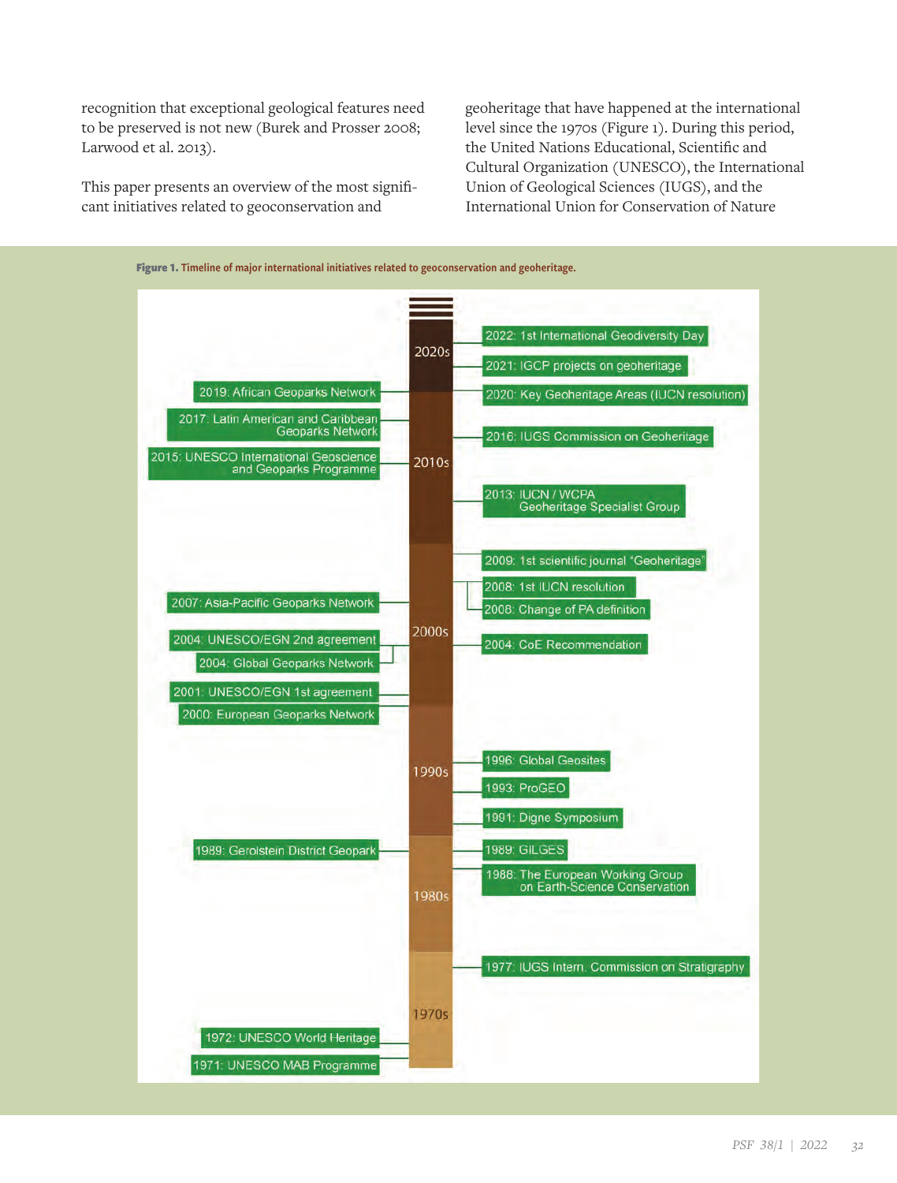recognition that exceptional geological features need to be preserved is not new (Burek and Prosser 2008; Larwood et al. 2013).

This paper presents an overview of the most significant initiatives related to geoconservation and geoheritage that have happened at the international level since the 1970s (Figure 1). During this period, the United Nations Educational, Scientific and Cultural Organization (UNESCO), the International Union of Geological Sciences (IUGS), and the International Union for Conservation of Nature

**Figure 1.** Timeline of major international initiatives related to geoconservation and geoheritage.

**2020s**
- 2022: 1st International Geodiversity Day
- 2021: IGCP projects on geoheritage
- 2020: Key Geoheritage Areas (IUCN resolution)

**2010s**
- 2019: African Geoparks Network
- 2017: Latin American and Caribbean Geoparks Network
- 2016: IUGS Commission on Geoheritage
- 2015: UNESCO International Geoscience and Geoparks Programme
- 2013: IUCN / WCPA Geoheritage Specialist Group

**2000s**
- 2009: 1st scientific journal "Geoheritage"
- 2008: 1st IUCN resolution
- 2008: Change of PA definition
- 2007: Asia-Pacific Geoparks Network
- 2004: UNESCO/EGN 2nd agreement
- 2004: Global Geoparks Network
- 2004: CoE Recommendation
- 2001: UNESCO/EGN 1st agreement
- 2000: European Geoparks Network

**1990s**
- 1996: Global Geosites
- 1993: ProGEO
- 1991: Digne Symposium

**1980s**
- 1989: Gerolstein District Geopark
- 1989: GILGES
- 1988: The European Working Group on Earth-Science Conservation

**1970s**
- 1977: IUGS Intern. Commission on Stratigraphy
- 1972: UNESCO World Heritage
- 1971: UNESCO MAB Programme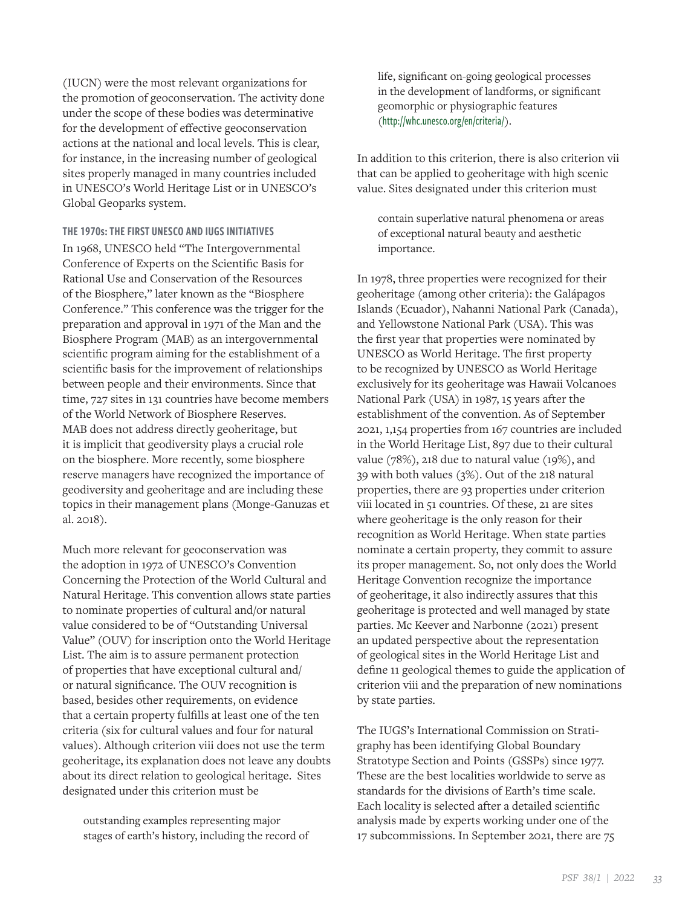(IUCN) were the most relevant organizations for the promotion of geoconservation. The activity done under the scope of these bodies was determinative for the development of effective geoconservation actions at the national and local levels. This is clear, for instance, in the increasing number of geological sites properly managed in many countries included in UNESCO's World Heritage List or in UNESCO's Global Geoparks system.

### THE 1970s: THE FIRST UNESCO AND IUGS INITIATIVES

In 1968, UNESCO held "The Intergovernmental Conference of Experts on the Scientific Basis for Rational Use and Conservation of the Resources of the Biosphere," later known as the "Biosphere Conference." This conference was the trigger for the preparation and approval in 1971 of the Man and the Biosphere Program (MAB) as an intergovernmental scientific program aiming for the establishment of a scientific basis for the improvement of relationships between people and their environments. Since that time, 727 sites in 131 countries have become members of the World Network of Biosphere Reserves. MAB does not address directly geoheritage, but it is implicit that geodiversity plays a crucial role on the biosphere. More recently, some biosphere reserve managers have recognized the importance of geodiversity and geoheritage and are including these topics in their management plans (Monge-Ganuzas et al. 2018).

Much more relevant for geoconservation was the adoption in 1972 of UNESCO's Convention Concerning the Protection of the World Cultural and Natural Heritage. This convention allows state parties to nominate properties of cultural and/or natural value considered to be of "Outstanding Universal Value" (OUV) for inscription onto the World Heritage List. The aim is to assure permanent protection of properties that have exceptional cultural and/or natural significance. The OUV recognition is based, besides other requirements, on evidence that a certain property fulfills at least one of the ten criteria (six for cultural values and four for natural values). Although criterion viii does not use the term geoheritage, its explanation does not leave any doubts about its direct relation to geological heritage. Sites designated under this criterion must be

> outstanding examples representing major stages of earth's history, including the record of life, significant on-going geological processes in the development of landforms, or significant geomorphic or physiographic features (http://whc.unesco.org/en/criteria/).

In addition to this criterion, there is also criterion vii that can be applied to geoheritage with high scenic value. Sites designated under this criterion must

> contain superlative natural phenomena or areas of exceptional natural beauty and aesthetic importance.

In 1978, three properties were recognized for their geoheritage (among other criteria): the Galápagos Islands (Ecuador), Nahanni National Park (Canada), and Yellowstone National Park (USA). This was the first year that properties were nominated by UNESCO as World Heritage. The first property to be recognized by UNESCO as World Heritage exclusively for its geoheritage was Hawaii Volcanoes National Park (USA) in 1987, 15 years after the establishment of the convention. As of September 2021, 1,154 properties from 167 countries are included in the World Heritage List, 897 due to their cultural value (78%), 218 due to natural value (19%), and 39 with both values (3%). Out of the 218 natural properties, there are 93 properties under criterion viii located in 51 countries. Of these, 21 are sites where geoheritage is the only reason for their recognition as World Heritage. When state parties nominate a certain property, they commit to assure its proper management. So, not only does the World Heritage Convention recognize the importance of geoheritage, it also indirectly assures that this geoheritage is protected and well managed by state parties. Mc Keever and Narbonne (2021) present an updated perspective about the representation of geological sites in the World Heritage List and define 11 geological themes to guide the application of criterion viii and the preparation of new nominations by state parties.

The IUGS's International Commission on Stratigraphy has been identifying Global Boundary Stratotype Section and Points (GSSPs) since 1977. These are the best localities worldwide to serve as standards for the divisions of Earth's time scale. Each locality is selected after a detailed scientific analysis made by experts working under one of the 17 subcommissions. In September 2021, there are 75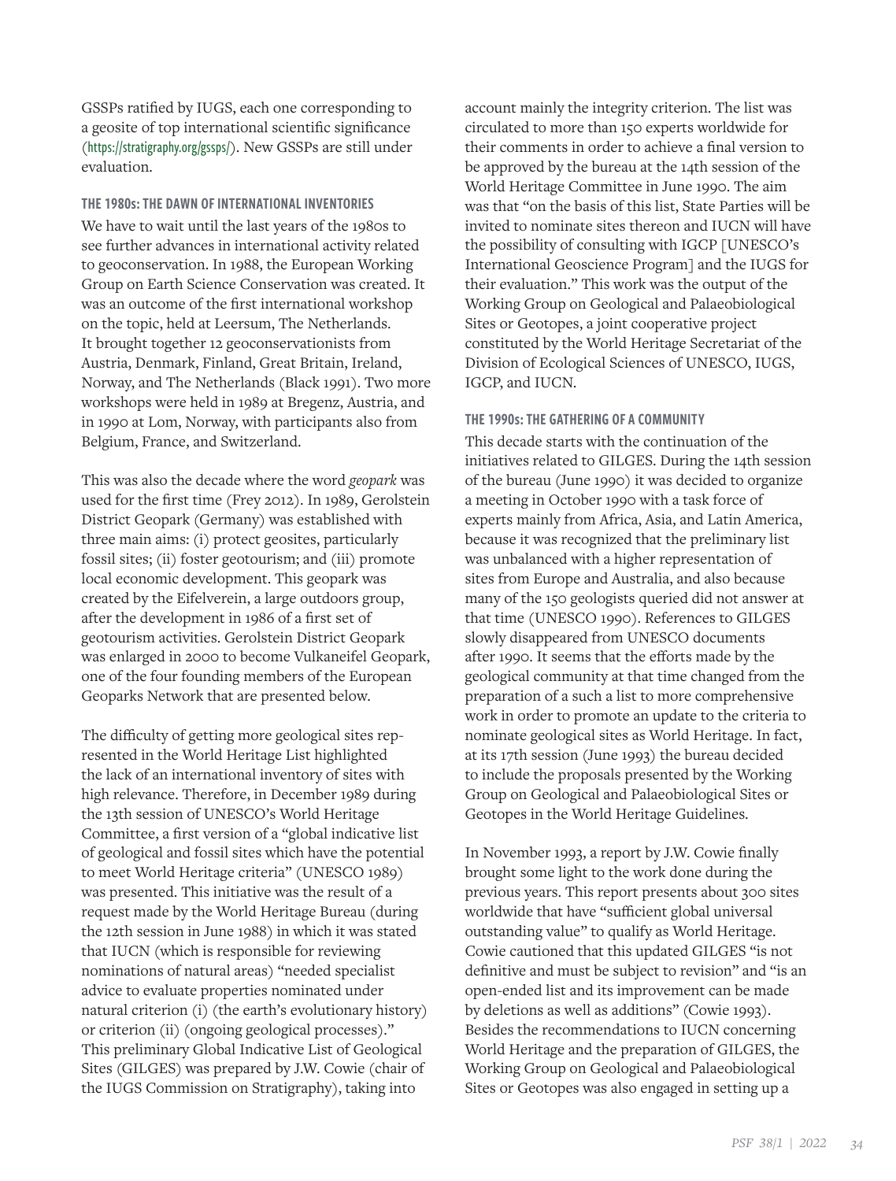GSSPs ratified by IUGS, each one corresponding to a geosite of top international scientific significance (https://stratigraphy.org/gssps/). New GSSPs are still under evaluation.

### THE 1980s: THE DAWN OF INTERNATIONAL INVENTORIES

We have to wait until the last years of the 1980s to see further advances in international activity related to geoconservation. In 1988, the European Working Group on Earth Science Conservation was created. It was an outcome of the first international workshop on the topic, held at Leersum, The Netherlands. It brought together 12 geoconservationists from Austria, Denmark, Finland, Great Britain, Ireland, Norway, and The Netherlands (Black 1991). Two more workshops were held in 1989 at Bregenz, Austria, and in 1990 at Lom, Norway, with participants also from Belgium, France, and Switzerland.

This was also the decade where the word *geopark* was used for the first time (Frey 2012). In 1989, Gerolstein District Geopark (Germany) was established with three main aims: (i) protect geosites, particularly fossil sites; (ii) foster geotourism; and (iii) promote local economic development. This geopark was created by the Eifelverein, a large outdoors group, after the development in 1986 of a first set of geotourism activities. Gerolstein District Geopark was enlarged in 2000 to become Vulkaneifel Geopark, one of the four founding members of the European Geoparks Network that are presented below.

The difficulty of getting more geological sites represented in the World Heritage List highlighted the lack of an international inventory of sites with high relevance. Therefore, in December 1989 during the 13th session of UNESCO's World Heritage Committee, a first version of a "global indicative list of geological and fossil sites which have the potential to meet World Heritage criteria" (UNESCO 1989) was presented. This initiative was the result of a request made by the World Heritage Bureau (during the 12th session in June 1988) in which it was stated that IUCN (which is responsible for reviewing nominations of natural areas) "needed specialist advice to evaluate properties nominated under natural criterion (i) (the earth's evolutionary history) or criterion (ii) (ongoing geological processes)." This preliminary Global Indicative List of Geological Sites (GILGES) was prepared by J.W. Cowie (chair of the IUGS Commission on Stratigraphy), taking into account mainly the integrity criterion. The list was circulated to more than 150 experts worldwide for their comments in order to achieve a final version to be approved by the bureau at the 14th session of the World Heritage Committee in June 1990. The aim was that "on the basis of this list, State Parties will be invited to nominate sites thereon and IUCN will have the possibility of consulting with IGCP [UNESCO's International Geoscience Program] and the IUGS for their evaluation." This work was the output of the Working Group on Geological and Palaeobiological Sites or Geotopes, a joint cooperative project constituted by the World Heritage Secretariat of the Division of Ecological Sciences of UNESCO, IUGS, IGCP, and IUCN.

### THE 1990s: THE GATHERING OF A COMMUNITY

This decade starts with the continuation of the initiatives related to GILGES. During the 14th session of the bureau (June 1990) it was decided to organize a meeting in October 1990 with a task force of experts mainly from Africa, Asia, and Latin America, because it was recognized that the preliminary list was unbalanced with a higher representation of sites from Europe and Australia, and also because many of the 150 geologists queried did not answer at that time (UNESCO 1990). References to GILGES slowly disappeared from UNESCO documents after 1990. It seems that the efforts made by the geological community at that time changed from the preparation of a such a list to more comprehensive work in order to promote an update to the criteria to nominate geological sites as World Heritage. In fact, at its 17th session (June 1993) the bureau decided to include the proposals presented by the Working Group on Geological and Palaeobiological Sites or Geotopes in the World Heritage Guidelines.

In November 1993, a report by J.W. Cowie finally brought some light to the work done during the previous years. This report presents about 300 sites worldwide that have "sufficient global universal outstanding value" to qualify as World Heritage. Cowie cautioned that this updated GILGES "is not definitive and must be subject to revision" and "is an open-ended list and its improvement can be made by deletions as well as additions" (Cowie 1993). Besides the recommendations to IUCN concerning World Heritage and the preparation of GILGES, the Working Group on Geological and Palaeobiological Sites or Geotopes was also engaged in setting up a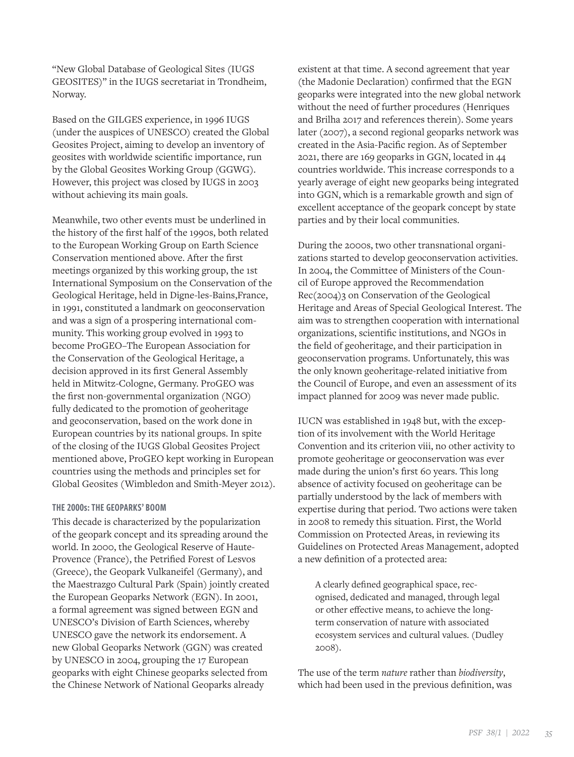"New Global Database of Geological Sites (IUGS GEOSITES)" in the IUGS secretariat in Trondheim, Norway.

Based on the GILGES experience, in 1996 IUGS (under the auspices of UNESCO) created the Global Geosites Project, aiming to develop an inventory of geosites with worldwide scientific importance, run by the Global Geosites Working Group (GGWG). However, this project was closed by IUGS in 2003 without achieving its main goals.

Meanwhile, two other events must be underlined in the history of the first half of the 1990s, both related to the European Working Group on Earth Science Conservation mentioned above. After the first meetings organized by this working group, the 1st International Symposium on the Conservation of the Geological Heritage, held in Digne-les-Bains,France, in 1991, constituted a landmark on geoconservation and was a sign of a prospering international community. This working group evolved in 1993 to become ProGEO–The European Association for the Conservation of the Geological Heritage, a decision approved in its first General Assembly held in Mitwitz-Cologne, Germany. ProGEO was the first non-governmental organization (NGO) fully dedicated to the promotion of geoheritage and geoconservation, based on the work done in European countries by its national groups. In spite of the closing of the IUGS Global Geosites Project mentioned above, ProGEO kept working in European countries using the methods and principles set for Global Geosites (Wimbledon and Smith-Meyer 2012).

### THE 2000s: THE GEOPARKS' BOOM

This decade is characterized by the popularization of the geopark concept and its spreading around the world. In 2000, the Geological Reserve of Haute-Provence (France), the Petrified Forest of Lesvos (Greece), the Geopark Vulkaneifel (Germany), and the Maestrazgo Cultural Park (Spain) jointly created the European Geoparks Network (EGN). In 2001, a formal agreement was signed between EGN and UNESCO's Division of Earth Sciences, whereby UNESCO gave the network its endorsement. A new Global Geoparks Network (GGN) was created by UNESCO in 2004, grouping the 17 European geoparks with eight Chinese geoparks selected from the Chinese Network of National Geoparks already existent at that time. A second agreement that year (the Madonie Declaration) confirmed that the EGN geoparks were integrated into the new global network without the need of further procedures (Henriques and Brilha 2017 and references therein). Some years later (2007), a second regional geoparks network was created in the Asia-Pacific region. As of September 2021, there are 169 geoparks in GGN, located in 44 countries worldwide. This increase corresponds to a yearly average of eight new geoparks being integrated into GGN, which is a remarkable growth and sign of excellent acceptance of the geopark concept by state parties and by their local communities.

During the 2000s, two other transnational organizations started to develop geoconservation activities. In 2004, the Committee of Ministers of the Council of Europe approved the Recommendation Rec(2004)3 on Conservation of the Geological Heritage and Areas of Special Geological Interest. The aim was to strengthen cooperation with international organizations, scientific institutions, and NGOs in the field of geoheritage, and their participation in geoconservation programs. Unfortunately, this was the only known geoheritage-related initiative from the Council of Europe, and even an assessment of its impact planned for 2009 was never made public.

IUCN was established in 1948 but, with the exception of its involvement with the World Heritage Convention and its criterion viii, no other activity to promote geoheritage or geoconservation was ever made during the union's first 60 years. This long absence of activity focused on geoheritage can be partially understood by the lack of members with expertise during that period. Two actions were taken in 2008 to remedy this situation. First, the World Commission on Protected Areas, in reviewing its Guidelines on Protected Areas Management, adopted a new definition of a protected area:

> A clearly defined geographical space, recognised, dedicated and managed, through legal or other effective means, to achieve the long-term conservation of nature with associated ecosystem services and cultural values. (Dudley 2008).

The use of the term *nature* rather than *biodiversity*, which had been used in the previous definition, was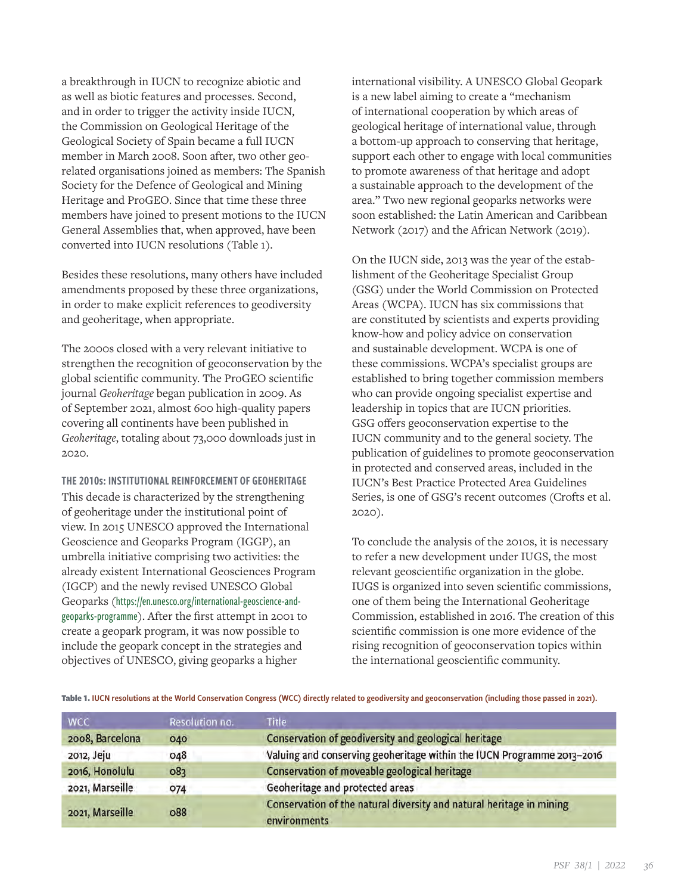a breakthrough in IUCN to recognize abiotic and as well as biotic features and processes. Second, and in order to trigger the activity inside IUCN, the Commission on Geological Heritage of the Geological Society of Spain became a full IUCN member in March 2008. Soon after, two other geo-related organisations joined as members: The Spanish Society for the Defence of Geological and Mining Heritage and ProGEO. Since that time these three members have joined to present motions to the IUCN General Assemblies that, when approved, have been converted into IUCN resolutions (Table 1).

Besides these resolutions, many others have included amendments proposed by these three organizations, in order to make explicit references to geodiversity and geoheritage, when appropriate.

The 2000s closed with a very relevant initiative to strengthen the recognition of geoconservation by the global scientific community. The ProGEO scientific journal *Geoheritage* began publication in 2009. As of September 2021, almost 600 high-quality papers covering all continents have been published in *Geoheritage*, totaling about 73,000 downloads just in 2020.

### THE 2010s: INSTITUTIONAL REINFORCEMENT OF GEOHERITAGE

This decade is characterized by the strengthening of geoheritage under the institutional point of view. In 2015 UNESCO approved the International Geoscience and Geoparks Program (IGGP), an umbrella initiative comprising two activities: the already existent International Geosciences Program (IGCP) and the newly revised UNESCO Global Geoparks (https://en.unesco.org/international-geoscience-and-geoparks-programme). After the first attempt in 2001 to create a geopark program, it was now possible to include the geopark concept in the strategies and objectives of UNESCO, giving geoparks a higher international visibility. A UNESCO Global Geopark is a new label aiming to create a "mechanism of international cooperation by which areas of geological heritage of international value, through a bottom-up approach to conserving that heritage, support each other to engage with local communities to promote awareness of that heritage and adopt a sustainable approach to the development of the area." Two new regional geoparks networks were soon established: the Latin American and Caribbean Network (2017) and the African Network (2019).

On the IUCN side, 2013 was the year of the establishment of the Geoheritage Specialist Group (GSG) under the World Commission on Protected Areas (WCPA). IUCN has six commissions that are constituted by scientists and experts providing know-how and policy advice on conservation and sustainable development. WCPA is one of these commissions. WCPA's specialist groups are established to bring together commission members who can provide ongoing specialist expertise and leadership in topics that are IUCN priorities. GSG offers geoconservation expertise to the IUCN community and to the general society. The publication of guidelines to promote geoconservation in protected and conserved areas, included in the IUCN's Best Practice Protected Area Guidelines Series, is one of GSG's recent outcomes (Crofts et al. 2020).

To conclude the analysis of the 2010s, it is necessary to refer a new development under IUGS, the most relevant geoscientific organization in the globe. IUGS is organized into seven scientific commissions, one of them being the International Geoheritage Commission, established in 2016. The creation of this scientific commission is one more evidence of the rising recognition of geoconservation topics within the international geoscientific community.

**Table 1.** IUCN resolutions at the World Conservation Congress (WCC) directly related to geodiversity and geoconservation (including those passed in 2021).

| WCC | Resolution no. | Title |
|---|---|---|
| 2008, Barcelona | 040 | Conservation of geodiversity and geological heritage |
| 2012, Jeju | 048 | Valuing and conserving geoheritage within the IUCN Programme 2013–2016 |
| 2016, Honolulu | 083 | Conservation of moveable geological heritage |
| 2021, Marseille | 074 | Geoheritage and protected areas |
| 2021, Marseille | 088 | Conservation of the natural diversity and natural heritage in mining environments |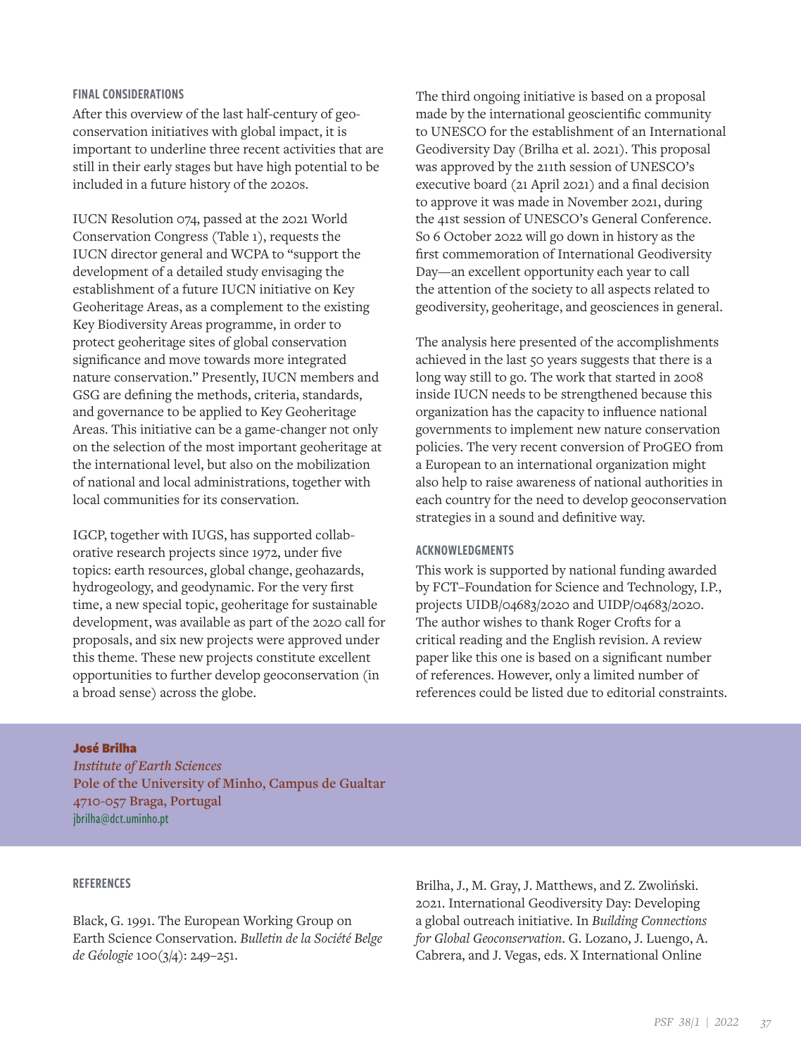## FINAL CONSIDERATIONS

After this overview of the last half-century of geoconservation initiatives with global impact, it is important to underline three recent activities that are still in their early stages but have high potential to be included in a future history of the 2020s.

IUCN Resolution 074, passed at the 2021 World Conservation Congress (Table 1), requests the IUCN director general and WCPA to "support the development of a detailed study envisaging the establishment of a future IUCN initiative on Key Geoheritage Areas, as a complement to the existing Key Biodiversity Areas programme, in order to protect geoheritage sites of global conservation significance and move towards more integrated nature conservation." Presently, IUCN members and GSG are defining the methods, criteria, standards, and governance to be applied to Key Geoheritage Areas. This initiative can be a game-changer not only on the selection of the most important geoheritage at the international level, but also on the mobilization of national and local administrations, together with local communities for its conservation.

IGCP, together with IUGS, has supported collaborative research projects since 1972, under five topics: earth resources, global change, geohazards, hydrogeology, and geodynamic. For the very first time, a new special topic, geoheritage for sustainable development, was available as part of the 2020 call for proposals, and six new projects were approved under this theme. These new projects constitute excellent opportunities to further develop geoconservation (in a broad sense) across the globe.

The third ongoing initiative is based on a proposal made by the international geoscientific community to UNESCO for the establishment of an International Geodiversity Day (Brilha et al. 2021). This proposal was approved by the 211th session of UNESCO's executive board (21 April 2021) and a final decision to approve it was made in November 2021, during the 41st session of UNESCO's General Conference. So 6 October 2022 will go down in history as the first commemoration of International Geodiversity Day—an excellent opportunity each year to call the attention of the society to all aspects related to geodiversity, geoheritage, and geosciences in general.

The analysis here presented of the accomplishments achieved in the last 50 years suggests that there is a long way still to go. The work that started in 2008 inside IUCN needs to be strengthened because this organization has the capacity to influence national governments to implement new nature conservation policies. The very recent conversion of ProGEO from a European to an international organization might also help to raise awareness of national authorities in each country for the need to develop geoconservation strategies in a sound and definitive way.

## ACKNOWLEDGMENTS

This work is supported by national funding awarded by FCT–Foundation for Science and Technology, I.P., projects UIDB/04683/2020 and UIDP/04683/2020. The author wishes to thank Roger Crofts for a critical reading and the English revision. A review paper like this one is based on a significant number of references. However, only a limited number of references could be listed due to editorial constraints.

**José Brilha**
*Institute of Earth Sciences*
**Pole of the University of Minho, Campus de Gualtar**
**4710-057 Braga, Portugal**
jbrilha@dct.uminho.pt

## REFERENCES

Black, G. 1991. The European Working Group on Earth Science Conservation. *Bulletin de la Société Belge de Géologie* 100(3/4): 249–251.

Brilha, J., M. Gray, J. Matthews, and Z. Zwoliński. 2021. International Geodiversity Day: Developing a global outreach initiative. In *Building Connections for Global Geoconservation*. G. Lozano, J. Luengo, A. Cabrera, and J. Vegas, eds. X International Online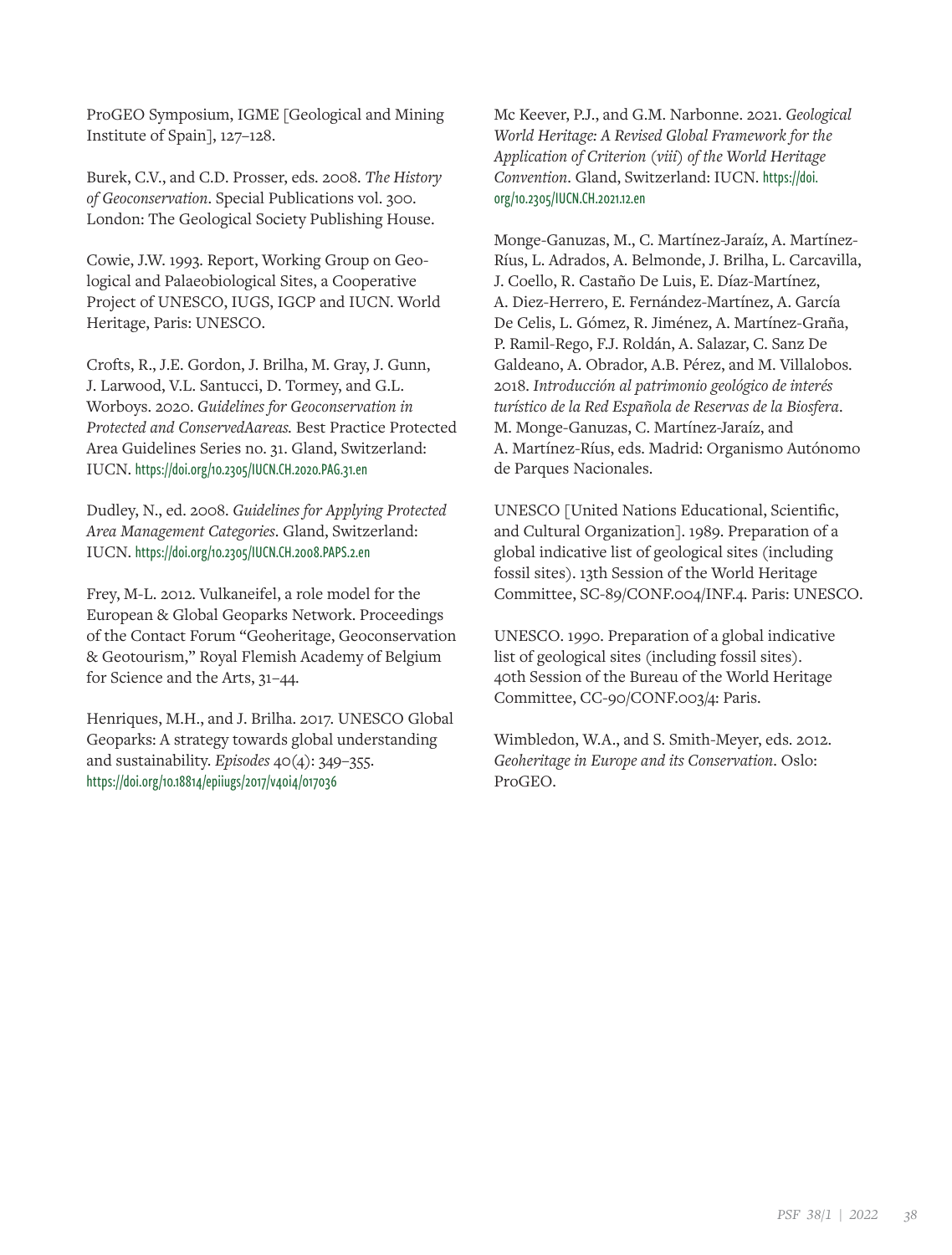ProGEO Symposium, IGME [Geological and Mining Institute of Spain], 127–128.

Burek, C.V., and C.D. Prosser, eds. 2008. *The History of Geoconservation*. Special Publications vol. 300. London: The Geological Society Publishing House.

Cowie, J.W. 1993. Report, Working Group on Geological and Palaeobiological Sites, a Cooperative Project of UNESCO, IUGS, IGCP and IUCN. World Heritage, Paris: UNESCO.

Crofts, R., J.E. Gordon, J. Brilha, M. Gray, J. Gunn, J. Larwood, V.L. Santucci, D. Tormey, and G.L. Worboys. 2020. *Guidelines for Geoconservation in Protected and ConservedAareas.* Best Practice Protected Area Guidelines Series no. 31. Gland, Switzerland: IUCN. https://doi.org/10.2305/IUCN.CH.2020.PAG.31.en

Dudley, N., ed. 2008. *Guidelines for Applying Protected Area Management Categories*. Gland, Switzerland: IUCN. https://doi.org/10.2305/IUCN.CH.2008.PAPS.2.en

Frey, M-L. 2012. Vulkaneifel, a role model for the European & Global Geoparks Network. Proceedings of the Contact Forum "Geoheritage, Geoconservation & Geotourism," Royal Flemish Academy of Belgium for Science and the Arts, 31–44.

Henriques, M.H., and J. Brilha. 2017. UNESCO Global Geoparks: A strategy towards global understanding and sustainability. *Episodes* 40(4): 349–355. https://doi.org/10.18814/epiiugs/2017/v40i4/017036

Mc Keever, P.J., and G.M. Narbonne. 2021. *Geological World Heritage: A Revised Global Framework for the Application of Criterion (viii) of the World Heritage Convention*. Gland, Switzerland: IUCN. https://doi.org/10.2305/IUCN.CH.2021.12.en

Monge-Ganuzas, M., C. Martínez-Jaraíz, A. Martínez-Ríus, L. Adrados, A. Belmonde, J. Brilha, L. Carcavilla, J. Coello, R. Castaño De Luis, E. Díaz-Martínez, A. Diez-Herrero, E. Fernández-Martínez, A. García De Celis, L. Gómez, R. Jiménez, A. Martínez-Graña, P. Ramil-Rego, F.J. Roldán, A. Salazar, C. Sanz De Galdeano, A. Obrador, A.B. Pérez, and M. Villalobos. 2018. *Introducción al patrimonio geológico de interés turístico de la Red Española de Reservas de la Biosfera*. M. Monge-Ganuzas, C. Martínez-Jaraíz, and A. Martínez-Ríus, eds. Madrid: Organismo Autónomo de Parques Nacionales.

UNESCO [United Nations Educational, Scientific, and Cultural Organization]. 1989. Preparation of a global indicative list of geological sites (including fossil sites). 13th Session of the World Heritage Committee, SC-89/CONF.004/INF.4. Paris: UNESCO.

UNESCO. 1990. Preparation of a global indicative list of geological sites (including fossil sites). 40th Session of the Bureau of the World Heritage Committee, CC-90/CONF.003/4: Paris.

Wimbledon, W.A., and S. Smith-Meyer, eds. 2012. *Geoheritage in Europe and its Conservation*. Oslo: ProGEO.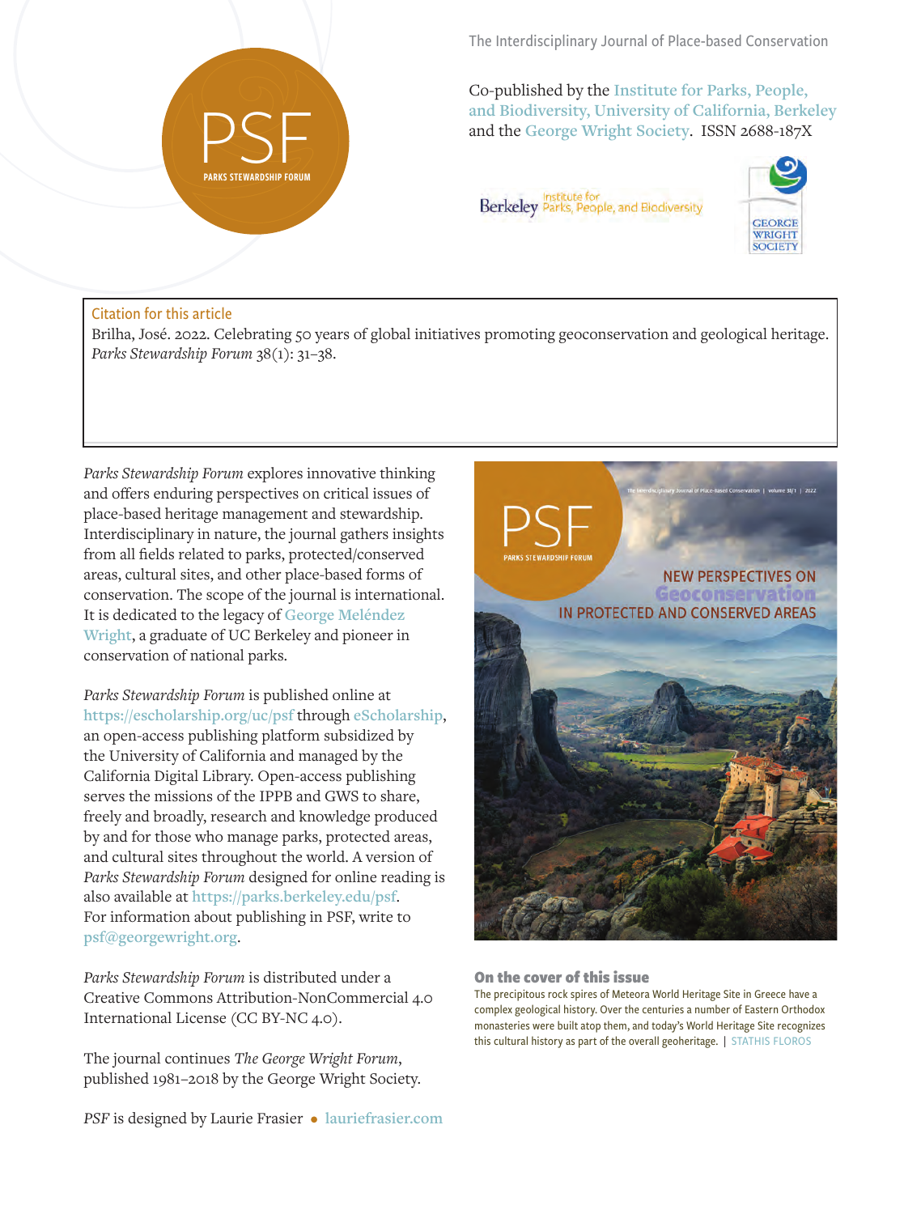The Interdisciplinary Journal of Place-based Conservation

Co-published by the Institute for Parks, People, and Biodiversity, University of California, Berkeley and the George Wright Society. ISSN 2688-187X

**Citation for this article**

Brilha, José. 2022. Celebrating 50 years of global initiatives promoting geoconservation and geological heritage. *Parks Stewardship Forum* 38(1): 31–38.

*Parks Stewardship Forum* explores innovative thinking and offers enduring perspectives on critical issues of place-based heritage management and stewardship. Interdisciplinary in nature, the journal gathers insights from all fields related to parks, protected/conserved areas, cultural sites, and other place-based forms of conservation. The scope of the journal is international. It is dedicated to the legacy of George Meléndez Wright, a graduate of UC Berkeley and pioneer in conservation of national parks.

*Parks Stewardship Forum* is published online at https://escholarship.org/uc/psf through eScholarship, an open-access publishing platform subsidized by the University of California and managed by the California Digital Library. Open-access publishing serves the missions of the IPPB and GWS to share, freely and broadly, research and knowledge produced by and for those who manage parks, protected areas, and cultural sites throughout the world. A version of *Parks Stewardship Forum* designed for online reading is also available at https://parks.berkeley.edu/psf. For information about publishing in PSF, write to psf@georgewright.org.

*Parks Stewardship Forum* is distributed under a Creative Commons Attribution-NonCommercial 4.0 International License (CC BY-NC 4.0).

The journal continues *The George Wright Forum*, published 1981–2018 by the George Wright Society.

*PSF* is designed by Laurie Frasier • lauriefrasier.com

**On the cover of this issue**

The precipitous rock spires of Meteora World Heritage Site in Greece have a complex geological history. Over the centuries a number of Eastern Orthodox monasteries were built atop them, and today's World Heritage Site recognizes this cultural history as part of the overall geoheritage. | STATHIS FLOROS